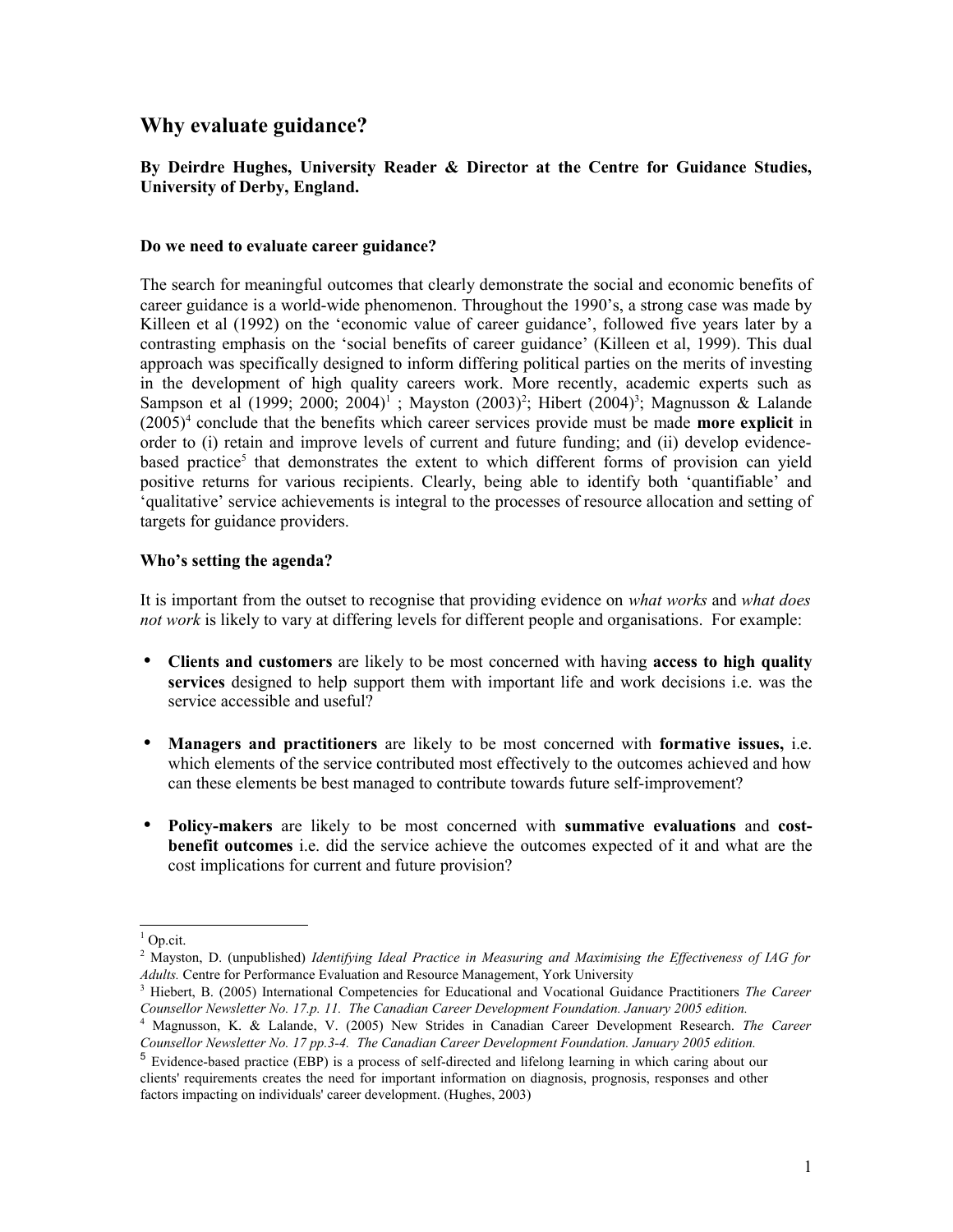# Why evaluate guidance?

**By Deirdre Hughes, University Reader & Director at the Centre for Guidance Studies, University of Derby, England.**

### Do we need to evaluate career guidance?

The search for meaningful outcomes that clearly demonstrate the social and economic benefits of career guidance is a world-wide phenomenon. Throughout the 1990's, a strong case was made by Killeen et al (1992) on the 'economic value of career guidance', followed five years later by a contrasting emphasis on the 'social benefits of career guidance' (Killeen et al, 1999). This dual approach was specifically designed to inform differing political parties on the merits of investing in the development of high quality careers work. More recently, academic experts such as Sampson et al (1999; 2000; 2004)[1] ; Mayston (2003)[2]; Hibert (2004)[3]; Magnusson & Lalande (2005)[4] conclude that the benefits which career services provide must be made **more explicit** in order to (i) retain and improve levels of current and future funding; and (ii) develop evidence-based practice[5] that demonstrates the extent to which different forms of provision can yield positive returns for various recipients. Clearly, being able to identify both 'quantifiable' and 'qualitative' service achievements is integral to the processes of resource allocation and setting of targets for guidance providers.

### Who's setting the agenda?

It is important from the outset to recognise that providing evidence on *what works* and *what does not work* is likely to vary at differing levels for different people and organisations. For example:

- **Clients and customers** are likely to be most concerned with having **access to high quality services** designed to help support them with important life and work decisions i.e. was the service accessible and useful?

- **Managers and practitioners** are likely to be most concerned with **formative issues,** i.e. which elements of the service contributed most effectively to the outcomes achieved and how can these elements be best managed to contribute towards future self-improvement?

- **Policy-makers** are likely to be most concerned with **summative evaluations** and **cost-benefit outcomes** i.e. did the service achieve the outcomes expected of it and what are the cost implications for current and future provision?

---

[1] Op.cit.

[2] Mayston, D. (unpublished) *Identifying Ideal Practice in Measuring and Maximising the Effectiveness of IAG for Adults.* Centre for Performance Evaluation and Resource Management, York University

[3] Hiebert, B. (2005) International Competencies for Educational and Vocational Guidance Practitioners *The Career Counsellor Newsletter No. 17.p. 11. The Canadian Career Development Foundation. January 2005 edition.*

[4] Magnusson, K. & Lalande, V. (2005) New Strides in Canadian Career Development Research. *The Career Counsellor Newsletter No. 17 pp.3-4. The Canadian Career Development Foundation. January 2005 edition.*

[5] Evidence-based practice (EBP) is a process of self-directed and lifelong learning in which caring about our clients' requirements creates the need for important information on diagnosis, prognosis, responses and other factors impacting on individuals' career development. (Hughes, 2003)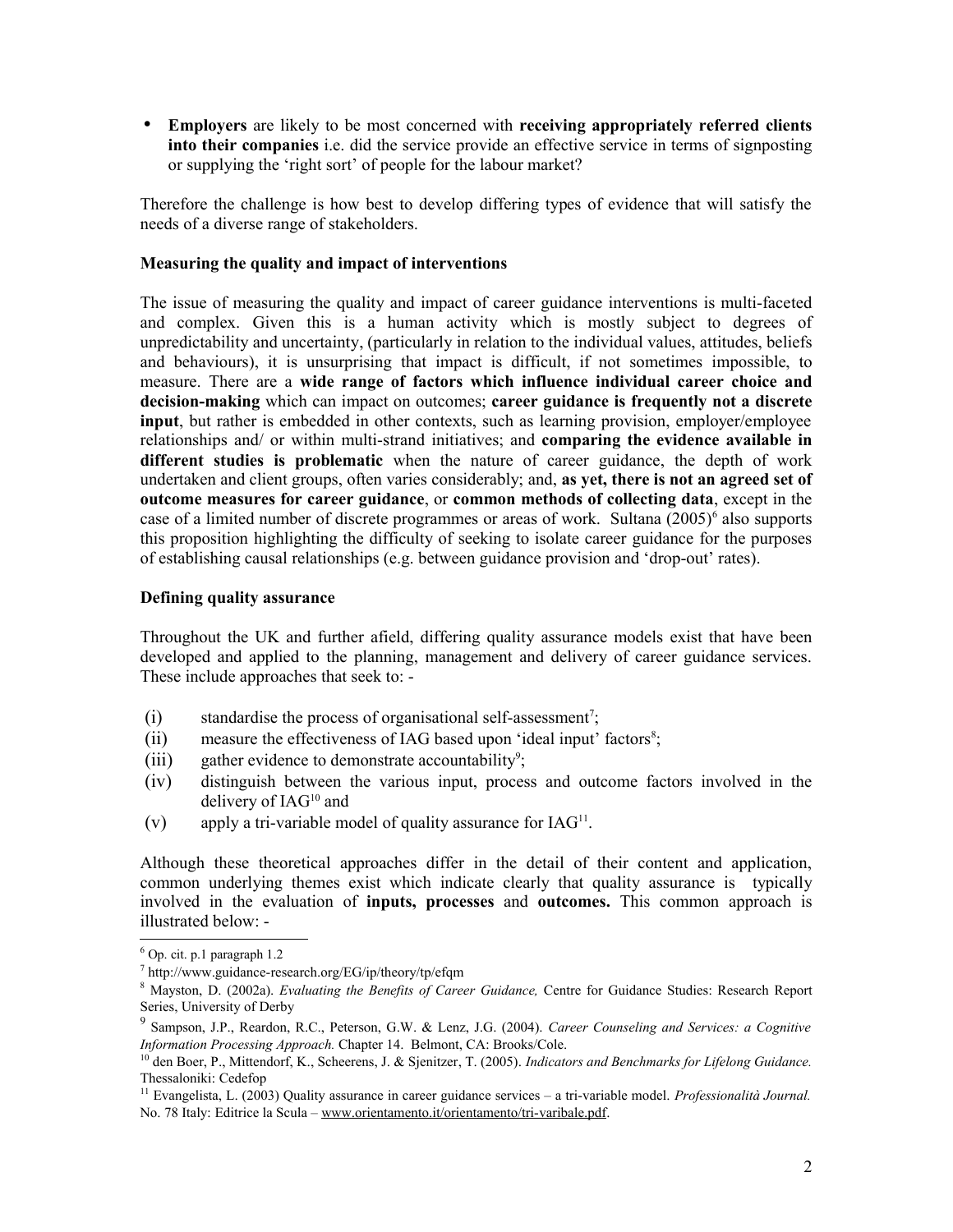- **Employers** are likely to be most concerned with **receiving appropriately referred clients into their companies** i.e. did the service provide an effective service in terms of signposting or supplying the 'right sort' of people for the labour market?

Therefore the challenge is how best to develop differing types of evidence that will satisfy the needs of a diverse range of stakeholders.

**Measuring the quality and impact of interventions**

The issue of measuring the quality and impact of career guidance interventions is multi-faceted and complex. Given this is a human activity which is mostly subject to degrees of unpredictability and uncertainty, (particularly in relation to the individual values, attitudes, beliefs and behaviours), it is unsurprising that impact is difficult, if not sometimes impossible, to measure. There are a **wide range of factors which influence individual career choice and decision-making** which can impact on outcomes; **career guidance is frequently not a discrete input**, but rather is embedded in other contexts, such as learning provision, employer/employee relationships and/ or within multi-strand initiatives; and **comparing the evidence available in different studies is problematic** when the nature of career guidance, the depth of work undertaken and client groups, often varies considerably; and, **as yet, there is not an agreed set of outcome measures for career guidance**, or **common methods of collecting data**, except in the case of a limited number of discrete programmes or areas of work. Sultana (2005)[6] also supports this proposition highlighting the difficulty of seeking to isolate career guidance for the purposes of establishing causal relationships (e.g. between guidance provision and 'drop-out' rates).

**Defining quality assurance**

Throughout the UK and further afield, differing quality assurance models exist that have been developed and applied to the planning, management and delivery of career guidance services. These include approaches that seek to: -

(i) standardise the process of organisational self-assessment[7];
(ii) measure the effectiveness of IAG based upon 'ideal input' factors[8];
(iii) gather evidence to demonstrate accountability[9];
(iv) distinguish between the various input, process and outcome factors involved in the delivery of IAG[10] and
(v) apply a tri-variable model of quality assurance for IAG[11].

Although these theoretical approaches differ in the detail of their content and application, common underlying themes exist which indicate clearly that quality assurance is typically involved in the evaluation of **inputs, processes** and **outcomes.** This common approach is illustrated below: -

---

[6] Op. cit. p.1 paragraph 1.2

[7] http://www.guidance-research.org/EG/ip/theory/tp/efqm

[8] Mayston, D. (2002a). *Evaluating the Benefits of Career Guidance,* Centre for Guidance Studies: Research Report Series, University of Derby

[9] Sampson, J.P., Reardon, R.C., Peterson, G.W. & Lenz, J.G. (2004). *Career Counseling and Services: a Cognitive Information Processing Approach.* Chapter 14. Belmont, CA: Brooks/Cole.

[10] den Boer, P., Mittendorf, K., Scheerens, J. & Sjenitzer, T. (2005). *Indicators and Benchmarks for Lifelong Guidance.* Thessaloniki: Cedefop

[11] Evangelista, L. (2003) Quality assurance in career guidance services – a tri-variable model. *Professionalità Journal.* No. 78 Italy: Editrice la Scula – www.orientamento.it/orientamento/tri-varibale.pdf.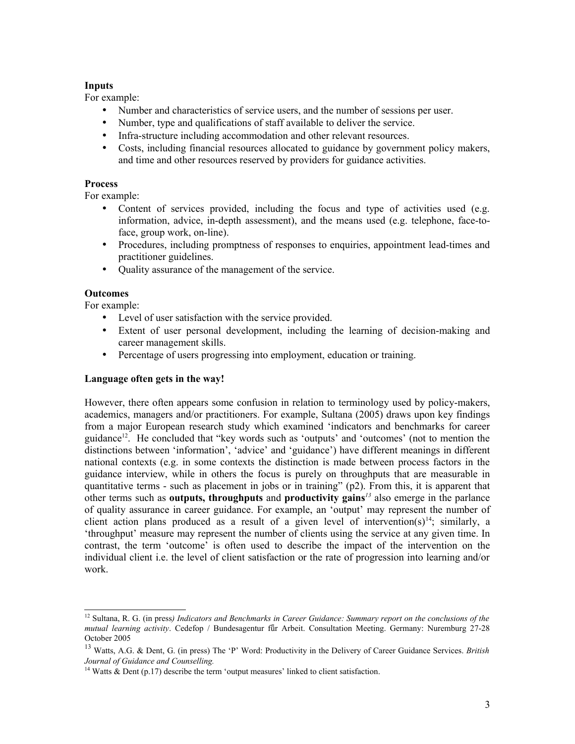**Inputs**

For example:

- Number and characteristics of service users, and the number of sessions per user.
- Number, type and qualifications of staff available to deliver the service.
- Infra-structure including accommodation and other relevant resources.
- Costs, including financial resources allocated to guidance by government policy makers, and time and other resources reserved by providers for guidance activities.

**Process**

For example:

- Content of services provided, including the focus and type of activities used (e.g. information, advice, in-depth assessment), and the means used (e.g. telephone, face-to-face, group work, on-line).
- Procedures, including promptness of responses to enquiries, appointment lead-times and practitioner guidelines.
- Quality assurance of the management of the service.

**Outcomes**

For example:

- Level of user satisfaction with the service provided.
- Extent of user personal development, including the learning of decision-making and career management skills.
- Percentage of users progressing into employment, education or training.

**Language often gets in the way!**

However, there often appears some confusion in relation to terminology used by policy-makers, academics, managers and/or practitioners. For example, Sultana (2005) draws upon key findings from a major European research study which examined 'indicators and benchmarks for career guidance[12]. He concluded that "key words such as 'outputs' and 'outcomes' (not to mention the distinctions between 'information', 'advice' and 'guidance') have different meanings in different national contexts (e.g. in some contexts the distinction is made between process factors in the guidance interview, while in others the focus is purely on throughputs that are measurable in quantitative terms - such as placement in jobs or in training" (p2). From this, it is apparent that other terms such as **outputs, throughputs** and **productivity gains**[13] also emerge in the parlance of quality assurance in career guidance. For example, an 'output' may represent the number of client action plans produced as a result of a given level of intervention(s)[14]; similarly, a 'throughput' measure may represent the number of clients using the service at any given time. In contrast, the term 'outcome' is often used to describe the impact of the intervention on the individual client i.e. the level of client satisfaction or the rate of progression into learning and/or work.

---

[12] Sultana, R. G. (in press*) Indicators and Benchmarks in Career Guidance: Summary report on the conclusions of the mutual learning activity*. Cedefop / Bundesagentur für Arbeit. Consultation Meeting. Germany: Nuremburg 27-28 October 2005

[13] Watts, A.G. & Dent, G. (in press) The 'P' Word: Productivity in the Delivery of Career Guidance Services. *British Journal of Guidance and Counselling.*

[14] Watts & Dent (p.17) describe the term 'output measures' linked to client satisfaction.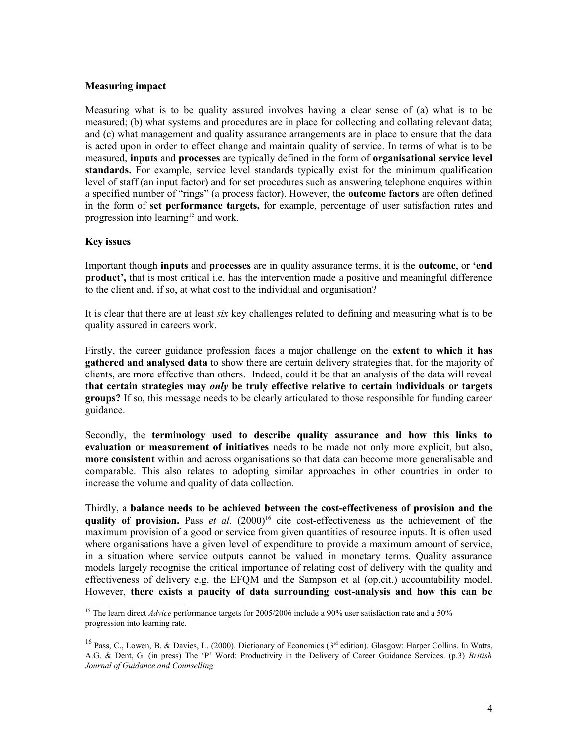**Measuring impact**

Measuring what is to be quality assured involves having a clear sense of (a) what is to be measured; (b) what systems and procedures are in place for collecting and collating relevant data; and (c) what management and quality assurance arrangements are in place to ensure that the data is acted upon in order to effect change and maintain quality of service. In terms of what is to be measured, **inputs** and **processes** are typically defined in the form of **organisational service level standards.** For example, service level standards typically exist for the minimum qualification level of staff (an input factor) and for set procedures such as answering telephone enquires within a specified number of "rings" (a process factor). However, the **outcome factors** are often defined in the form of **set performance targets,** for example, percentage of user satisfaction rates and progression into learning[15] and work.

**Key issues**

Important though **inputs** and **processes** are in quality assurance terms, it is the **outcome**, or **'end product',** that is most critical i.e. has the intervention made a positive and meaningful difference to the client and, if so, at what cost to the individual and organisation?

It is clear that there are at least *six* key challenges related to defining and measuring what is to be quality assured in careers work.

Firstly, the career guidance profession faces a major challenge on the **extent to which it has gathered and analysed data** to show there are certain delivery strategies that, for the majority of clients, are more effective than others. Indeed, could it be that an analysis of the data will reveal **that certain strategies may *only* be truly effective relative to certain individuals or targets groups?** If so, this message needs to be clearly articulated to those responsible for funding career guidance.

Secondly, the **terminology used to describe quality assurance and how this links to evaluation or measurement of initiatives** needs to be made not only more explicit, but also, **more consistent** within and across organisations so that data can become more generalisable and comparable. This also relates to adopting similar approaches in other countries in order to increase the volume and quality of data collection.

Thirdly, a **balance needs to be achieved between the cost-effectiveness of provision and the quality of provision.** Pass *et al.* (2000)[16] cite cost-effectiveness as the achievement of the maximum provision of a good or service from given quantities of resource inputs. It is often used where organisations have a given level of expenditure to provide a maximum amount of service, in a situation where service outputs cannot be valued in monetary terms. Quality assurance models largely recognise the critical importance of relating cost of delivery with the quality and effectiveness of delivery e.g. the EFQM and the Sampson et al (op.cit.) accountability model. However, **there exists a paucity of data surrounding cost-analysis and how this can be**

---

[15] The learn direct *Advice* performance targets for 2005/2006 include a 90% user satisfaction rate and a 50% progression into learning rate.

[16] Pass, C., Lowen, B. & Davies, L. (2000). Dictionary of Economics (3rd edition). Glasgow: Harper Collins. In Watts, A.G. & Dent, G. (in press) The 'P' Word: Productivity in the Delivery of Career Guidance Services. (p.3) *British Journal of Guidance and Counselling.*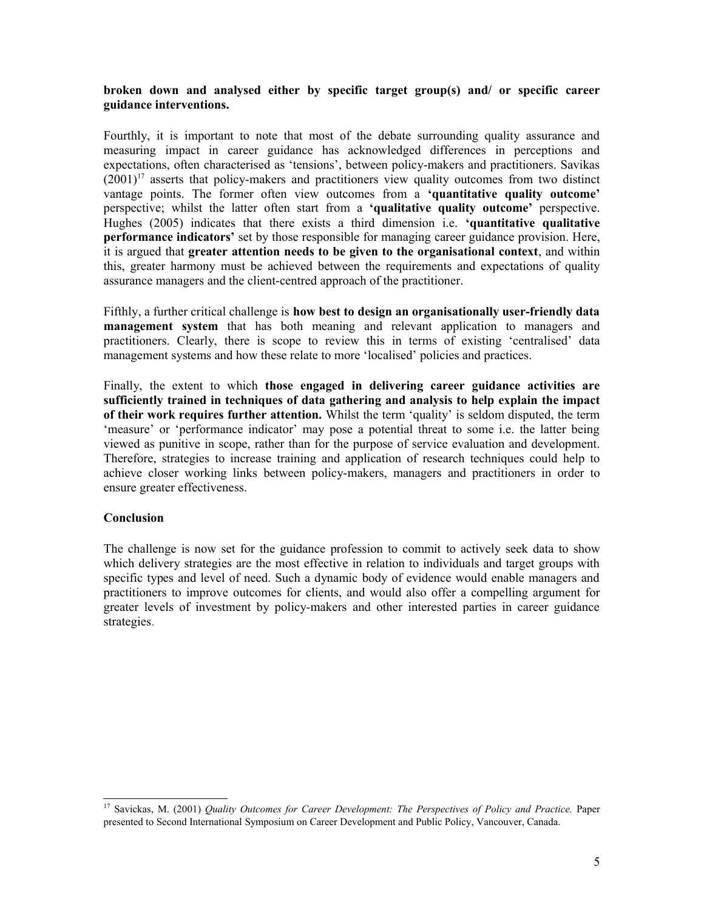**broken down and analysed either by specific target group(s) and/ or specific career guidance interventions.**

Fourthly, it is important to note that most of the debate surrounding quality assurance and measuring impact in career guidance has acknowledged differences in perceptions and expectations, often characterised as 'tensions', between policy-makers and practitioners. Savikas (2001)[17] asserts that policy-makers and practitioners view quality outcomes from two distinct vantage points. The former often view outcomes from a **'quantitative quality outcome'** perspective; whilst the latter often start from a **'qualitative quality outcome'** perspective. Hughes (2005) indicates that there exists a third dimension i.e. **'quantitative qualitative performance indicators'** set by those responsible for managing career guidance provision. Here, it is argued that **greater attention needs to be given to the organisational context**, and within this, greater harmony must be achieved between the requirements and expectations of quality assurance managers and the client-centred approach of the practitioner.

Fifthly, a further critical challenge is **how best to design an organisationally user-friendly data management system** that has both meaning and relevant application to managers and practitioners. Clearly, there is scope to review this in terms of existing 'centralised' data management systems and how these relate to more 'localised' policies and practices.

Finally, the extent to which **those engaged in delivering career guidance activities are sufficiently trained in techniques of data gathering and analysis to help explain the impact of their work requires further attention.** Whilst the term 'quality' is seldom disputed, the term 'measure' or 'performance indicator' may pose a potential threat to some i.e. the latter being viewed as punitive in scope, rather than for the purpose of service evaluation and development. Therefore, strategies to increase training and application of research techniques could help to achieve closer working links between policy-makers, managers and practitioners in order to ensure greater effectiveness.

**Conclusion**

The challenge is now set for the guidance profession to commit to actively seek data to show which delivery strategies are the most effective in relation to individuals and target groups with specific types and level of need. Such a dynamic body of evidence would enable managers and practitioners to improve outcomes for clients, and would also offer a compelling argument for greater levels of investment by policy-makers and other interested parties in career guidance strategies.

---

[17] Savickas, M. (2001) *Quality Outcomes for Career Development: The Perspectives of Policy and Practice.* Paper presented to Second International Symposium on Career Development and Public Policy, Vancouver, Canada.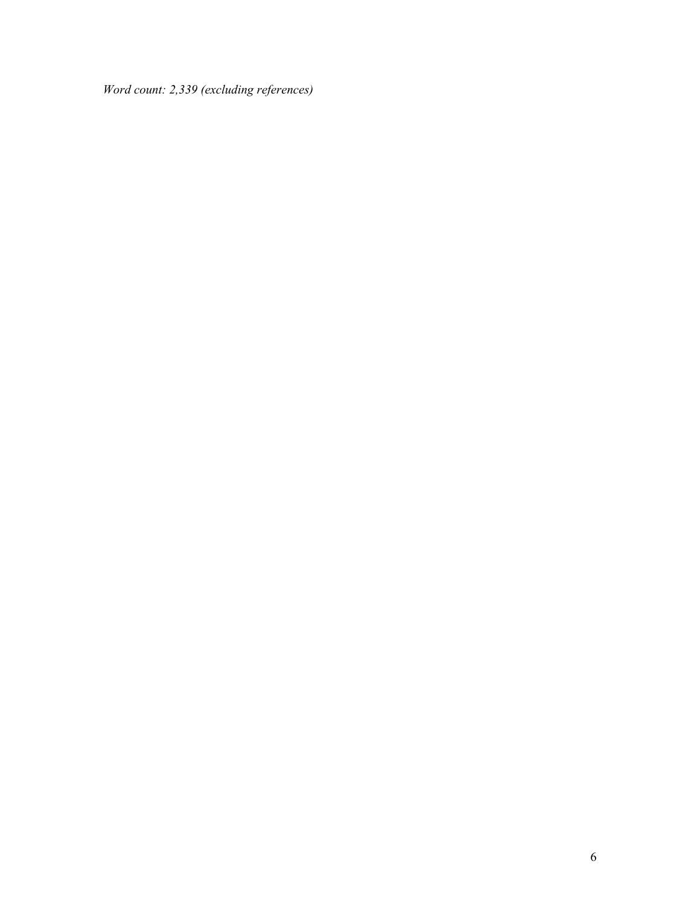*Word count: 2,339 (excluding references)*